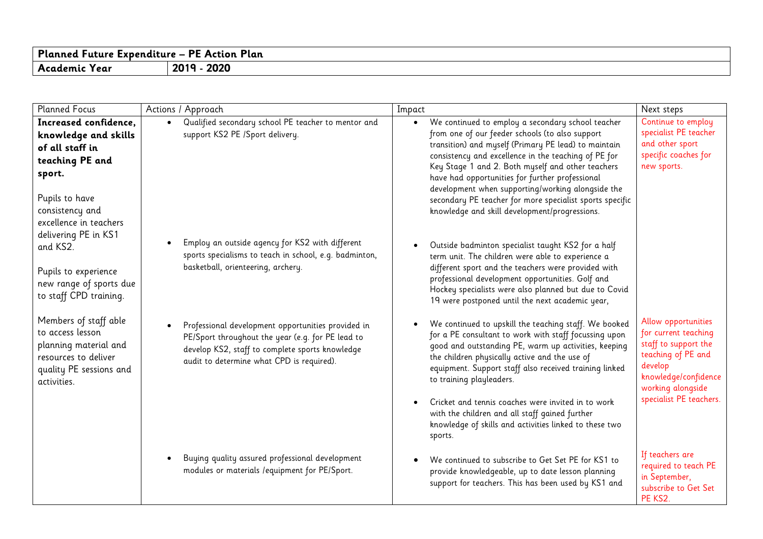| **Planned Future Expenditure – PE Action Plan** | |
|---|---|
| **Academic Year** | **2019 - 2020** |

| Planned Focus | Actions / Approach | Impact | Next steps |
|---|---|---|---|
| **Increased confidence, knowledge and skills of all staff in teaching PE and sport.**<br><br>Pupils to have consistency and excellence in teachers delivering PE in KS1 and KS2.<br><br>Pupils to experience new range of sports due to staff CPD training.<br><br>Members of staff able to access lesson planning material and resources to deliver quality PE sessions and activities. | • Qualified secondary school PE teacher to mentor and support KS2 PE /Sport delivery. | • We continued to employ a secondary school teacher from one of our feeder schools (to also support transition) and myself (Primary PE lead) to maintain consistency and excellence in the teaching of PE for Key Stage 1 and 2. Both myself and other teachers have had opportunities for further professional development when supporting/working alongside the secondary PE teacher for more specialist sports specific knowledge and skill development/progressions. | Continue to employ specialist PE teacher and other sport specific coaches for new sports. |
| | • Employ an outside agency for KS2 with different sports specialisms to teach in school, e.g. badminton, basketball, orienteering, archery. | • Outside badminton specialist taught KS2 for a half term unit. The children were able to experience a different sport and the teachers were provided with professional development opportunities. Golf and Hockey specialists were also planned but due to Covid 19 were postponed until the next academic year, | |
| | • Professional development opportunities provided in PE/Sport throughout the year (e.g. for PE lead to develop KS2, staff to complete sports knowledge audit to determine what CPD is required). | • We continued to upskill the teaching staff. We booked for a PE consultant to work with staff focussing upon good and outstanding PE, warm up activities, keeping the children physically active and the use of equipment. Support staff also received training linked to training playleaders.<br><br>• Cricket and tennis coaches were invited in to work with the children and all staff gained further knowledge of skills and activities linked to these two sports. | Allow opportunities for current teaching staff to support the teaching of PE and develop knowledge/confidence working alongside specialist PE teachers. |
| | • Buying quality assured professional development modules or materials /equipment for PE/Sport. | • We continued to subscribe to Get Set PE for KS1 to provide knowledgeable, up to date lesson planning support for teachers. This has been used by KS1 and | If teachers are required to teach PE in September, subscribe to Get Set PE KS2. |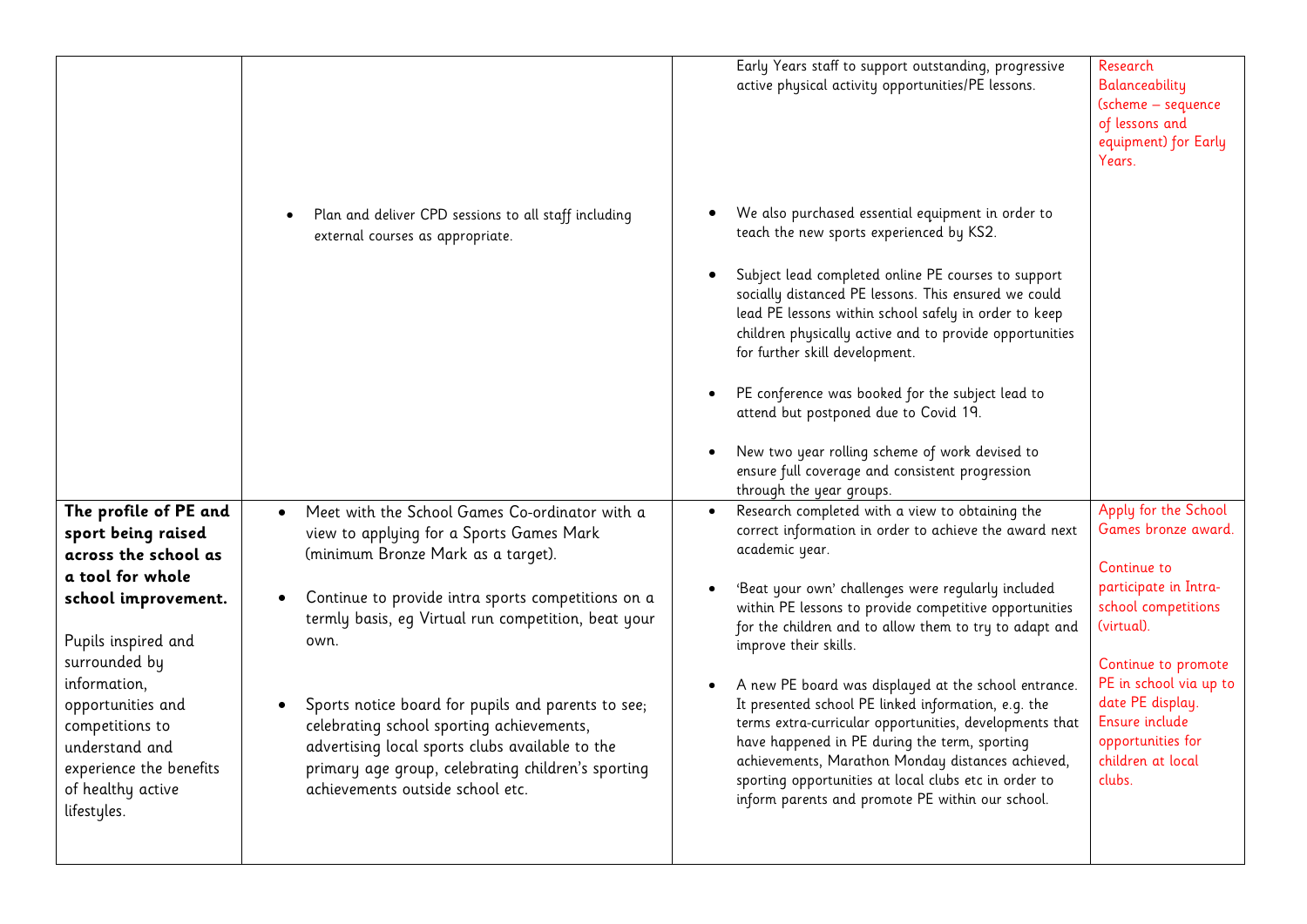| | | | |
|---|---|---|---|
| | • Plan and deliver CPD sessions to all staff including external courses as appropriate. | Early Years staff to support outstanding, progressive active physical activity opportunities/PE lessons.<br><br>• We also purchased essential equipment in order to teach the new sports experienced by KS2.<br><br>• Subject lead completed online PE courses to support socially distanced PE lessons. This ensured we could lead PE lessons within school safely in order to keep children physically active and to provide opportunities for further skill development.<br><br>• PE conference was booked for the subject lead to attend but postponed due to Covid 19.<br><br>• New two year rolling scheme of work devised to ensure full coverage and consistent progression through the year groups. | Research Balanceability (scheme – sequence of lessons and equipment) for Early Years. |
| **The profile of PE and sport being raised across the school as a tool for whole school improvement.**<br><br>Pupils inspired and surrounded by information, opportunities and competitions to understand and experience the benefits of healthy active lifestyles. | • Meet with the School Games Co-ordinator with a view to applying for a Sports Games Mark (minimum Bronze Mark as a target).<br><br>• Continue to provide intra sports competitions on a termly basis, eg Virtual run competition, beat your own.<br><br>• Sports notice board for pupils and parents to see; celebrating school sporting achievements, advertising local sports clubs available to the primary age group, celebrating children's sporting achievements outside school etc. | • Research completed with a view to obtaining the correct information in order to achieve the award next academic year.<br><br>• 'Beat your own' challenges were regularly included within PE lessons to provide competitive opportunities for the children and to allow them to try to adapt and improve their skills.<br><br>• A new PE board was displayed at the school entrance. It presented school PE linked information, e.g. the terms extra-curricular opportunities, developments that have happened in PE during the term, sporting achievements, Marathon Monday distances achieved, sporting opportunities at local clubs etc in order to inform parents and promote PE within our school. | Apply for the School Games bronze award.<br><br>Continue to participate in Intra-school competitions (virtual).<br><br>Continue to promote PE in school via up to date PE display. Ensure include opportunities for children at local clubs. |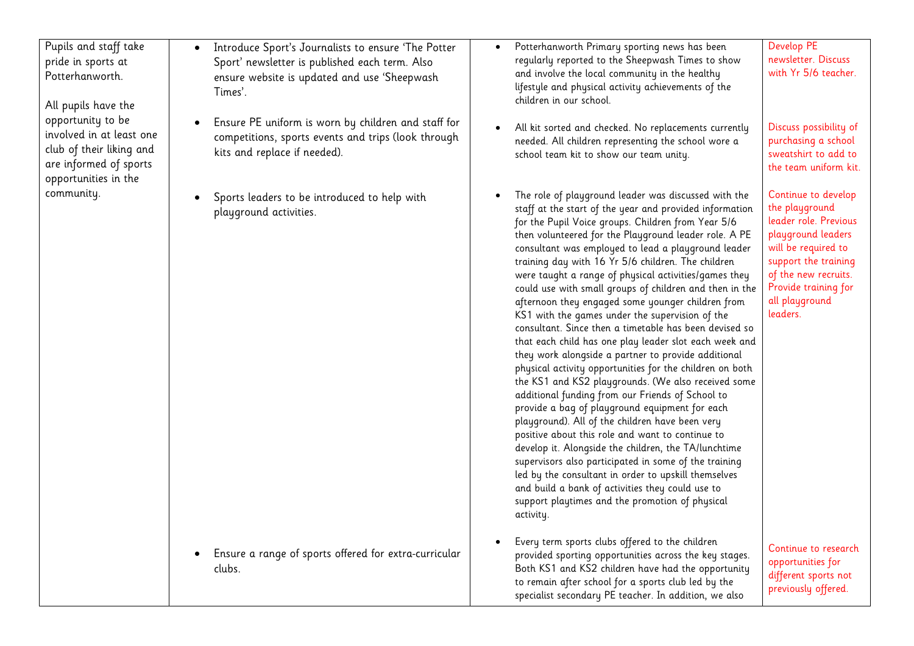| | | | |
|---|---|---|---|
| Pupils and staff take pride in sports at Potterhanworth.<br><br>All pupils have the opportunity to be involved in at least one club of their liking and are informed of sports opportunities in the community. | • Introduce Sport's Journalists to ensure 'The Potter Sport' newsletter is published each term. Also ensure website is updated and use 'Sheepwash Times'. | • Potterhanworth Primary sporting news has been regularly reported to the Sheepwash Times to show and involve the local community in the healthy lifestyle and physical activity achievements of the children in our school. | Develop PE newsletter. Discuss with Yr 5/6 teacher. |
| | • Ensure PE uniform is worn by children and staff for competitions, sports events and trips (look through kits and replace if needed). | • All kit sorted and checked. No replacements currently needed. All children representing the school wore a school team kit to show our team unity. | Discuss possibility of purchasing a school sweatshirt to add to the team uniform kit. |
| | • Sports leaders to be introduced to help with playground activities. | • The role of playground leader was discussed with the staff at the start of the year and provided information for the Pupil Voice groups. Children from Year 5/6 then volunteered for the Playground leader role. A PE consultant was employed to lead a playground leader training day with 16 Yr 5/6 children. The children were taught a range of physical activities/games they could use with small groups of children and then in the afternoon they engaged some younger children from KS1 with the games under the supervision of the consultant. Since then a timetable has been devised so that each child has one play leader slot each week and they work alongside a partner to provide additional physical activity opportunities for the children on both the KS1 and KS2 playgrounds. (We also received some additional funding from our Friends of School to provide a bag of playground equipment for each playground). All of the children have been very positive about this role and want to continue to develop it. Alongside the children, the TA/lunchtime supervisors also participated in some of the training led by the consultant in order to upskill themselves and build a bank of activities they could use to support playtimes and the promotion of physical activity. | Continue to develop the playground leader role. Previous playground leaders will be required to support the training of the new recruits. Provide training for all playground leaders. |
| | • Ensure a range of sports offered for extra-curricular clubs. | • Every term sports clubs offered to the children provided sporting opportunities across the key stages. Both KS1 and KS2 children have had the opportunity to remain after school for a sports club led by the specialist secondary PE teacher. In addition, we also | Continue to research opportunities for different sports not previously offered. |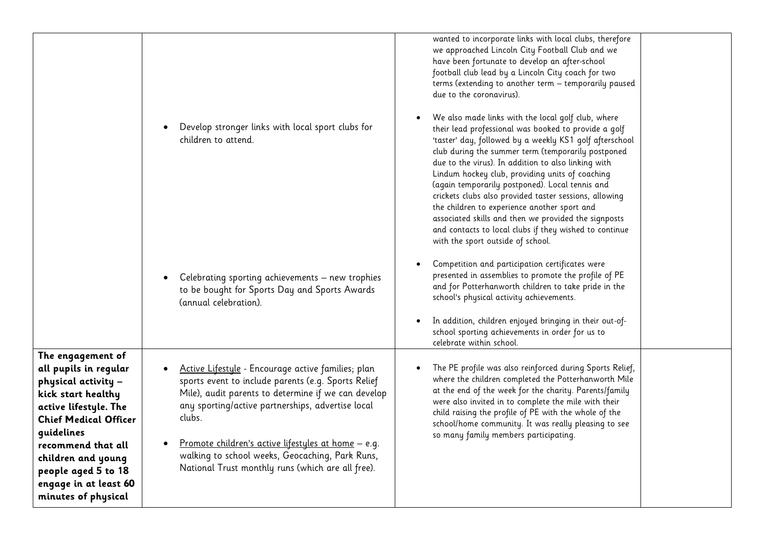| | | | |
|---|---|---|---|
| | • Develop stronger links with local sport clubs for children to attend.<br><br>• Celebrating sporting achievements – new trophies to be bought for Sports Day and Sports Awards (annual celebration). | wanted to incorporate links with local clubs, therefore we approached Lincoln City Football Club and we have been fortunate to develop an after-school football club lead by a Lincoln City coach for two terms (extending to another term – temporarily paused due to the coronavirus).<br><br>• We also made links with the local golf club, where their lead professional was booked to provide a golf 'taster' day, followed by a weekly KS1 golf afterschool club during the summer term (temporarily postponed due to the virus). In addition to also linking with Lindum hockey club, providing units of coaching (again temporarily postponed). Local tennis and crickets clubs also provided taster sessions, allowing the children to experience another sport and associated skills and then we provided the signposts and contacts to local clubs if they wished to continue with the sport outside of school.<br><br>• Competition and participation certificates were presented in assemblies to promote the profile of PE and for Potterhanworth children to take pride in the school's physical activity achievements.<br><br>• In addition, children enjoyed bringing in their out-of-school sporting achievements in order for us to celebrate within school. | |
| **The engagement of all pupils in regular physical activity – kick start healthy active lifestyle. The Chief Medical Officer guidelines recommend that all children and young people aged 5 to 18 engage in at least 60 minutes of physical** | • Active Lifestyle - Encourage active families; plan sports event to include parents (e.g. Sports Relief Mile), audit parents to determine if we can develop any sporting/active partnerships, advertise local clubs.<br><br>• Promote children's active lifestyles at home – e.g. walking to school weeks, Geocaching, Park Runs, National Trust monthly runs (which are all free). | • The PE profile was also reinforced during Sports Relief, where the children completed the Potterhanworth Mile at the end of the week for the charity. Parents/family were also invited in to complete the mile with their child raising the profile of PE with the whole of the school/home community. It was really pleasing to see so many family members participating. | |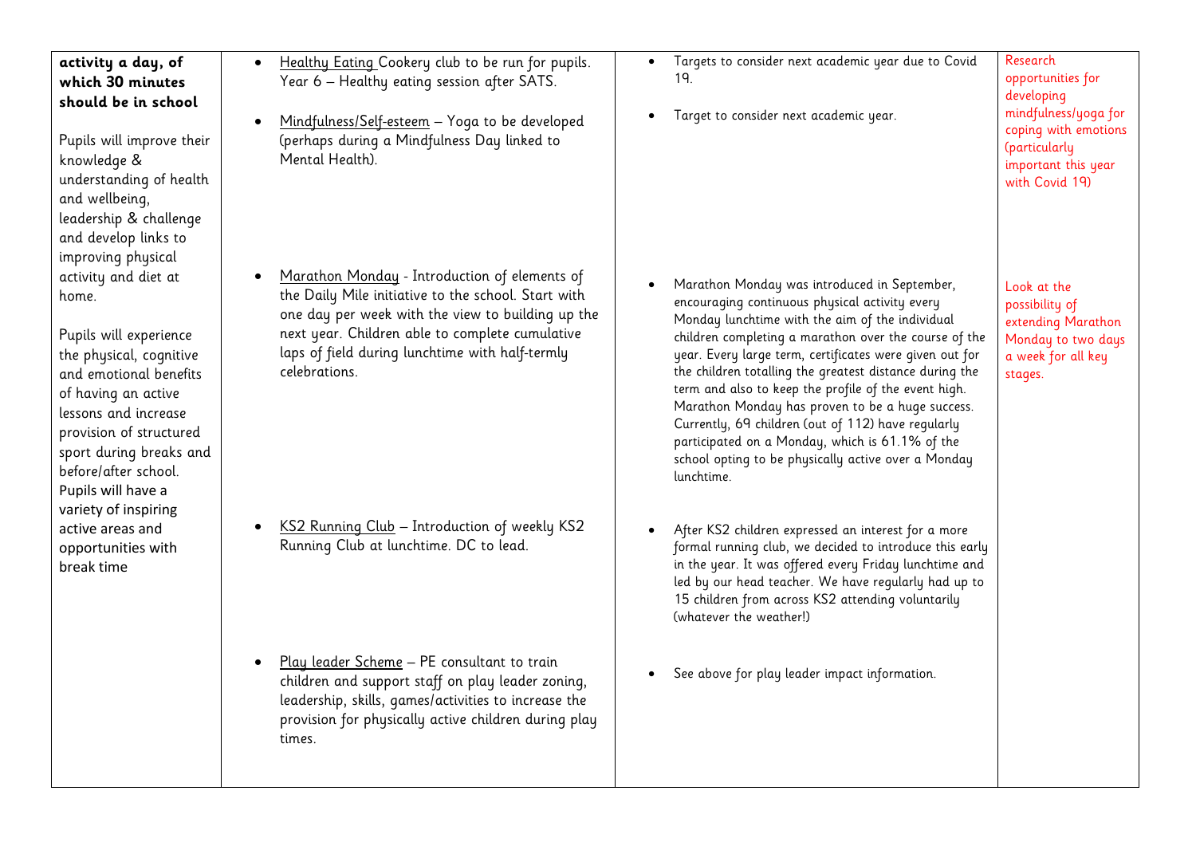| **activity a day, of which 30 minutes should be in school**<br><br>Pupils will improve their knowledge & understanding of health and wellbeing, leadership & challenge and develop links to improving physical activity and diet at home.<br><br>Pupils will experience the physical, cognitive and emotional benefits of having an active lessons and increase provision of structured sport during breaks and before/after school.<br>Pupils will have a variety of inspiring active areas and opportunities with break time | • Healthy Eating Cookery club to be run for pupils. Year 6 – Healthy eating session after SATS.<br><br>• Mindfulness/Self-esteem – Yoga to be developed (perhaps during a Mindfulness Day linked to Mental Health). | • Targets to consider next academic year due to Covid 19.<br><br>• Target to consider next academic year. | Research opportunities for developing mindfulness/yoga for coping with emotions (particularly important this year with Covid 19) |
|---|---|---|---|
| | • Marathon Monday - Introduction of elements of the Daily Mile initiative to the school. Start with one day per week with the view to building up the next year. Children able to complete cumulative laps of field during lunchtime with half-termly celebrations. | • Marathon Monday was introduced in September, encouraging continuous physical activity every Monday lunchtime with the aim of the individual children completing a marathon over the course of the year. Every large term, certificates were given out for the children totalling the greatest distance during the term and also to keep the profile of the event high. Marathon Monday has proven to be a huge success. Currently, 69 children (out of 112) have regularly participated on a Monday, which is 61.1% of the school opting to be physically active over a Monday lunchtime. | Look at the possibility of extending Marathon Monday to two days a week for all key stages. |
| | • KS2 Running Club – Introduction of weekly KS2 Running Club at lunchtime. DC to lead. | • After KS2 children expressed an interest for a more formal running club, we decided to introduce this early in the year. It was offered every Friday lunchtime and led by our head teacher. We have regularly had up to 15 children from across KS2 attending voluntarily (whatever the weather!) | |
| | • Play leader Scheme – PE consultant to train children and support staff on play leader zoning, leadership, skills, games/activities to increase the provision for physically active children during play times. | • See above for play leader impact information. | |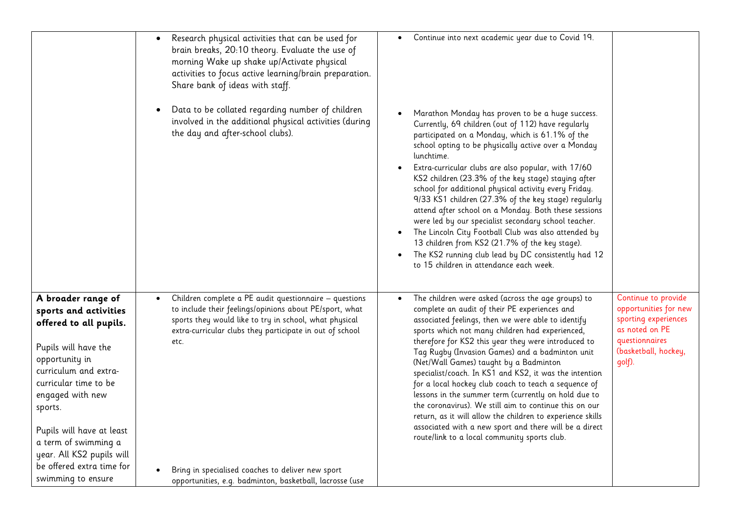| | | | |
|---|---|---|---|
| | • Research physical activities that can be used for brain breaks, 20:10 theory. Evaluate the use of morning Wake up shake up/Activate physical activities to focus active learning/brain preparation. Share bank of ideas with staff.<br><br>• Data to be collated regarding number of children involved in the additional physical activities (during the day and after-school clubs). | • Continue into next academic year due to Covid 19.<br><br>• Marathon Monday has proven to be a huge success. Currently, 69 children (out of 112) have regularly participated on a Monday, which is 61.1% of the school opting to be physically active over a Monday lunchtime.<br>• Extra-curricular clubs are also popular, with 17/60 KS2 children (23.3% of the key stage) staying after school for additional physical activity every Friday. 9/33 KS1 children (27.3% of the key stage) regularly attend after school on a Monday. Both these sessions were led by our specialist secondary school teacher.<br>• The Lincoln City Football Club was also attended by 13 children from KS2 (21.7% of the key stage).<br>• The KS2 running club lead by DC consistently had 12 to 15 children in attendance each week. | |
| **A broader range of sports and activities offered to all pupils.**<br><br>Pupils will have the opportunity in curriculum and extra-curricular time to be engaged with new sports.<br><br>Pupils will have at least a term of swimming a year. All KS2 pupils will be offered extra time for swimming to ensure | • Children complete a PE audit questionnaire – questions to include their feelings/opinions about PE/sport, what sports they would like to try in school, what physical extra-curricular clubs they participate in out of school etc.<br><br>• Bring in specialised coaches to deliver new sport opportunities, e.g. badminton, basketball, lacrosse (use | • The children were asked (across the age groups) to complete an audit of their PE experiences and associated feelings, then we were able to identify sports which not many children had experienced, therefore for KS2 this year they were introduced to Tag Rugby (Invasion Games) and a badminton unit (Net/Wall Games) taught by a Badminton specialist/coach. In KS1 and KS2, it was the intention for a local hockey club coach to teach a sequence of lessons in the summer term (currently on hold due to the coronavirus). We still aim to continue this on our return, as it will allow the children to experience skills associated with a new sport and there will be a direct route/link to a local community sports club. | Continue to provide opportunities for new sporting experiences as noted on PE questionnaires (basketball, hockey, golf). |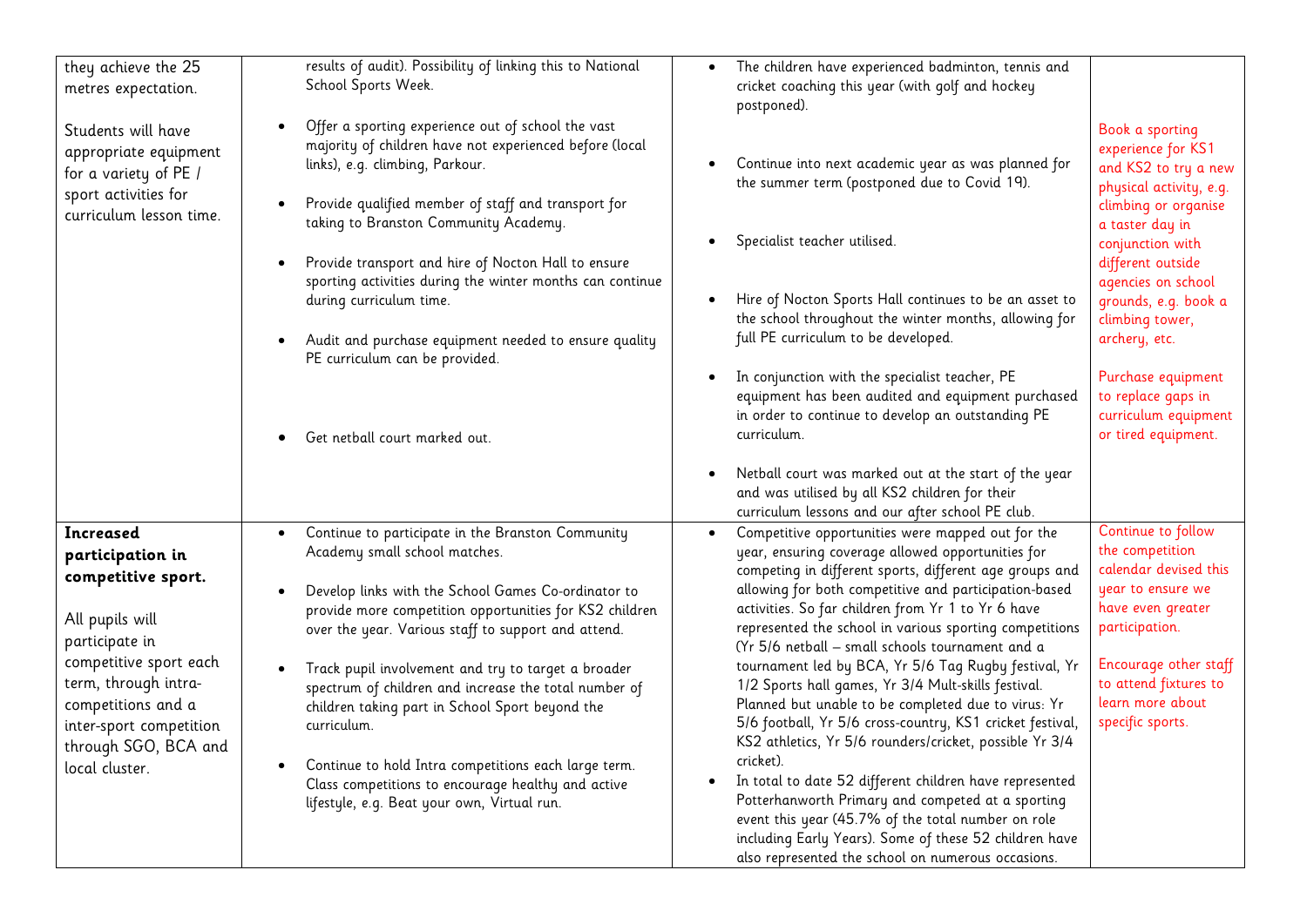| | | | |
|---|---|---|---|
| they achieve the 25 metres expectation.<br><br>Students will have appropriate equipment for a variety of PE / sport activities for curriculum lesson time. | results of audit). Possibility of linking this to National School Sports Week.<br><br>• Offer a sporting experience out of school the vast majority of children have not experienced before (local links), e.g. climbing, Parkour.<br><br>• Provide qualified member of staff and transport for taking to Branston Community Academy.<br><br>• Provide transport and hire of Nocton Hall to ensure sporting activities during the winter months can continue during curriculum time.<br><br>• Audit and purchase equipment needed to ensure quality PE curriculum can be provided.<br><br>• Get netball court marked out. | • The children have experienced badminton, tennis and cricket coaching this year (with golf and hockey postponed).<br><br>• Continue into next academic year as was planned for the summer term (postponed due to Covid 19).<br><br>• Specialist teacher utilised.<br><br>• Hire of Nocton Sports Hall continues to be an asset to the school throughout the winter months, allowing for full PE curriculum to be developed.<br><br>• In conjunction with the specialist teacher, PE equipment has been audited and equipment purchased in order to continue to develop an outstanding PE curriculum.<br><br>• Netball court was marked out at the start of the year and was utilised by all KS2 children for their curriculum lessons and our after school PE club. | Book a sporting experience for KS1 and KS2 to try a new physical activity, e.g. climbing or organise a taster day in conjunction with different outside agencies on school grounds, e.g. book a climbing tower, archery, etc.<br><br>Purchase equipment to replace gaps in curriculum equipment or tired equipment. |
| **Increased participation in competitive sport.**<br><br>All pupils will participate in competitive sport each term, through intra-competitions and a inter-sport competition through SGO, BCA and local cluster. | • Continue to participate in the Branston Community Academy small school matches.<br><br>• Develop links with the School Games Co-ordinator to provide more competition opportunities for KS2 children over the year. Various staff to support and attend.<br><br>• Track pupil involvement and try to target a broader spectrum of children and increase the total number of children taking part in School Sport beyond the curriculum.<br><br>• Continue to hold Intra competitions each large term. Class competitions to encourage healthy and active lifestyle, e.g. Beat your own, Virtual run. | • Competitive opportunities were mapped out for the year, ensuring coverage allowed opportunities for competing in different sports, different age groups and allowing for both competitive and participation-based activities. So far children from Yr 1 to Yr 6 have represented the school in various sporting competitions (Yr 5/6 netball – small schools tournament and a tournament led by BCA, Yr 5/6 Tag Rugby festival, Yr 1/2 Sports hall games, Yr 3/4 Mult-skills festival. Planned but unable to be completed due to virus: Yr 5/6 football, Yr 5/6 cross-country, KS1 cricket festival, KS2 athletics, Yr 5/6 rounders/cricket, possible Yr 3/4 cricket).<br>• In total to date 52 different children have represented Potterhanworth Primary and competed at a sporting event this year (45.7% of the total number on role including Early Years). Some of these 52 children have also represented the school on numerous occasions. | Continue to follow the competition calendar devised this year to ensure we have even greater participation.<br><br>Encourage other staff to attend fixtures to learn more about specific sports. |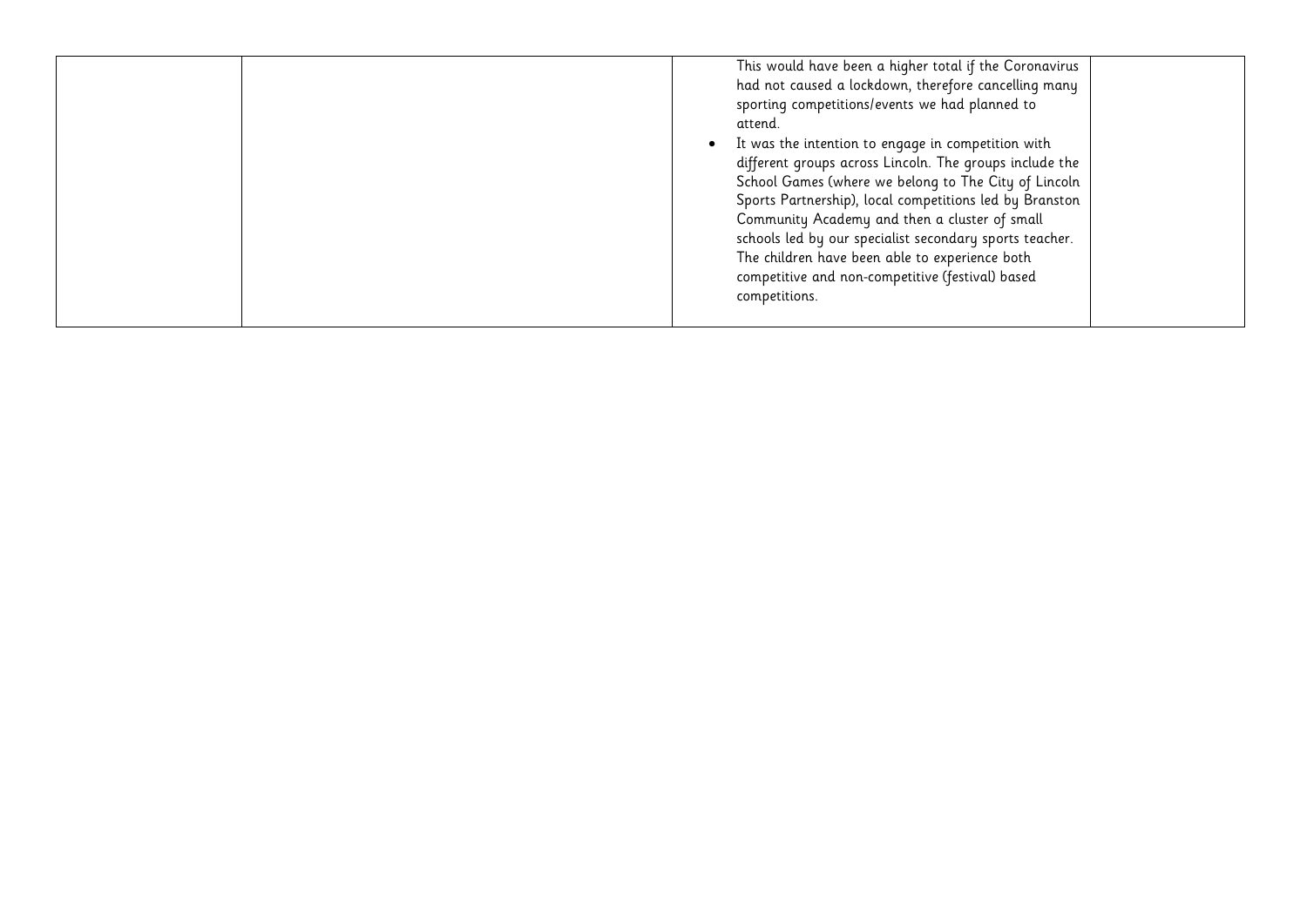| | | | |
|---|---|---|---|
| | | This would have been a higher total if the Coronavirus had not caused a lockdown, therefore cancelling many sporting competitions/events we had planned to attend.<br>• It was the intention to engage in competition with different groups across Lincoln. The groups include the School Games (where we belong to The City of Lincoln Sports Partnership), local competitions led by Branston Community Academy and then a cluster of small schools led by our specialist secondary sports teacher. The children have been able to experience both competitive and non-competitive (festival) based competitions. | |